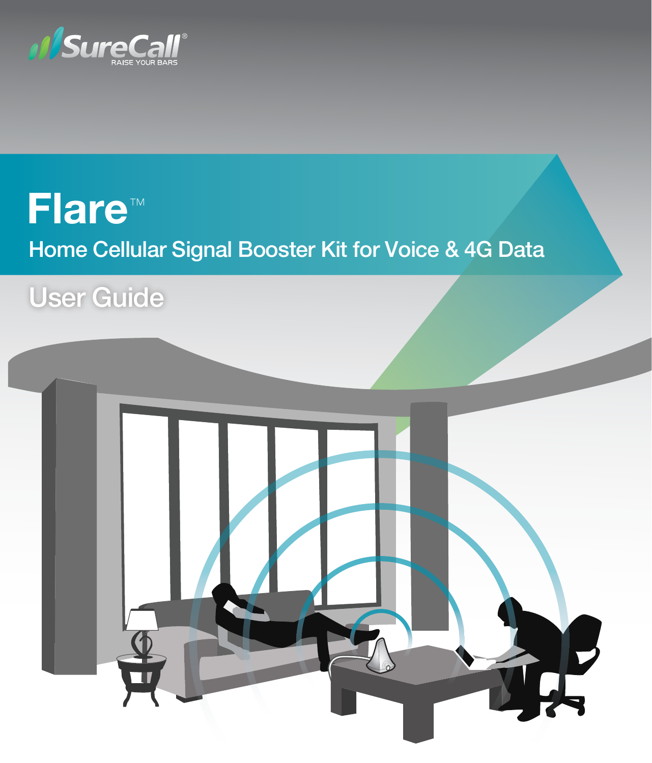SureCall®
RAISE YOUR BARS

# Flare™

## Home Cellular Signal Booster Kit for Voice & 4G Data

## User Guide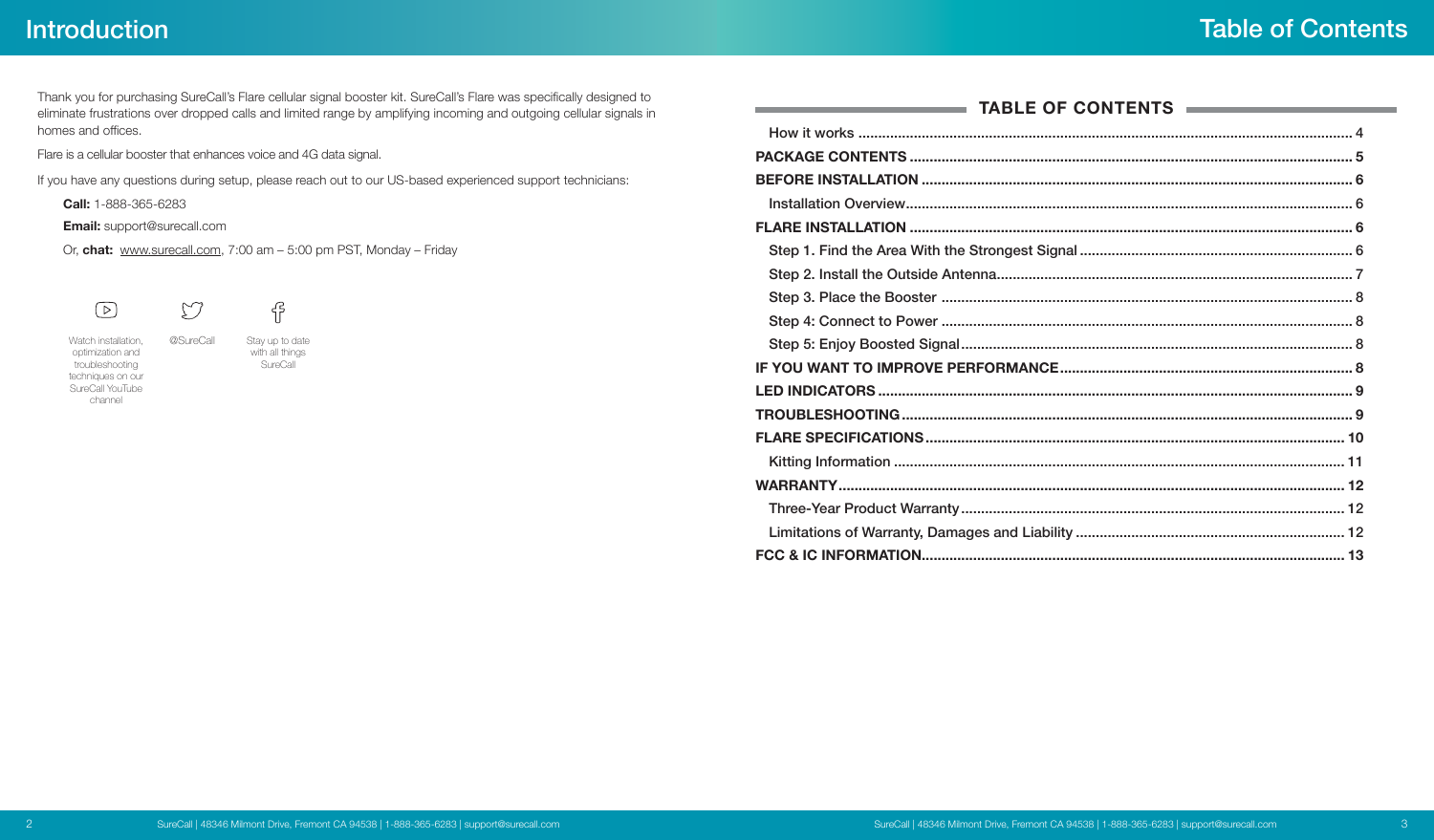# Introduction

Thank you for purchasing SureCall's Flare cellular signal booster kit. SureCall's Flare was specifically designed to eliminate frustrations over dropped calls and limited range by amplifying incoming and outgoing cellular signals in homes and offices.

Flare is a cellular booster that enhances voice and 4G data signal.

If you have any questions during setup, please reach out to our US-based experienced support technicians:

**Call:** 1-888-365-6283

**Email:** support@surecall.com

Or, **chat:** www.surecall.com, 7:00 am – 5:00 pm PST, Monday – Friday

Watch installation, optimization and troubleshooting techniques on our SureCall YouTube channel

@SureCall

Stay up to date with all things SureCall

# Table of Contents

## TABLE OF CONTENTS

- How it works ..... 4
- **PACKAGE CONTENTS** ..... 5
- **BEFORE INSTALLATION** ..... 6
  - Installation Overview ..... 6
- **FLARE INSTALLATION** ..... 6
  - Step 1. Find the Area With the Strongest Signal ..... 6
  - Step 2. Install the Outside Antenna ..... 7
  - Step 3. Place the Booster ..... 8
  - Step 4: Connect to Power ..... 8
  - Step 5: Enjoy Boosted Signal ..... 8
- **IF YOU WANT TO IMPROVE PERFORMANCE** ..... 8
- **LED INDICATORS** ..... 9
- **TROUBLESHOOTING** ..... 9
- **FLARE SPECIFICATIONS** ..... 10
  - Kitting Information ..... 11
- **WARRANTY** ..... 12
  - Three-Year Product Warranty ..... 12
  - Limitations of Warranty, Damages and Liability ..... 12
- **FCC & IC INFORMATION** ..... 13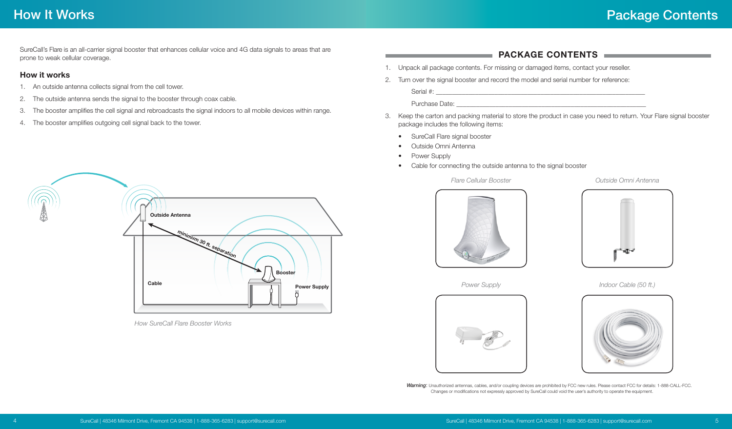# How It Works

SureCall's Flare is an all-carrier signal booster that enhances cellular voice and 4G data signals to areas that are prone to weak cellular coverage.

## How it works

1. An outside antenna collects signal from the cell tower.
2. The outside antenna sends the signal to the booster through coax cable.
3. The booster amplifies the cell signal and rebroadcasts the signal indoors to all mobile devices within range.
4. The booster amplifies outgoing cell signal back to the tower.

Outside Antenna

minimum 30 ft. separation

Booster

Cable

Power Supply

*How SureCall Flare Booster Works*

# Package Contents

## PACKAGE CONTENTS

1. Unpack all package contents. For missing or damaged items, contact your reseller.
2. Turn over the signal booster and record the model and serial number for reference:

   Serial #: ______________________________________________

   Purchase Date: ______________________________________________

3. Keep the carton and packing material to store the product in case you need to return. Your Flare signal booster package includes the following items:
   - SureCall Flare signal booster
   - Outside Omni Antenna
   - Power Supply
   - Cable for connecting the outside antenna to the signal booster

*Flare Cellular Booster*

*Outside Omni Antenna*

*Power Supply*

*Indoor Cable (50 ft.)*

***Warning***: Unauthorized antennas, cables, and/or coupling devices are prohibited by FCC new rules. Please contact FCC for details: 1-888-CALL-FCC. Changes or modifications not expressly approved by SureCall could void the user's authority to operate the equipment.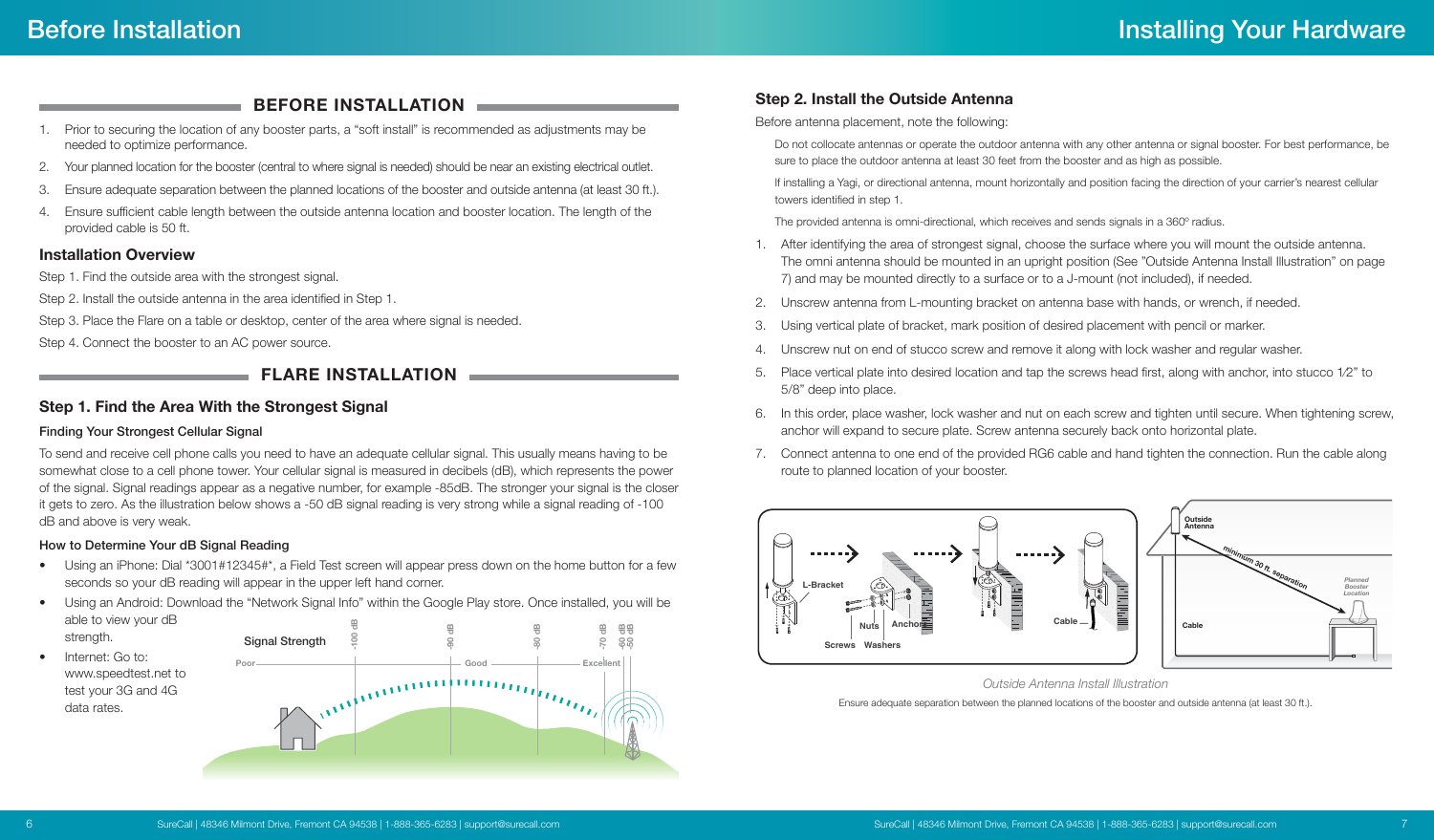# Before Installation

## BEFORE INSTALLATION

1. Prior to securing the location of any booster parts, a “soft install” is recommended as adjustments may be needed to optimize performance.
2. Your planned location for the booster (central to where signal is needed) should be near an existing electrical outlet.
3. Ensure adequate separation between the planned locations of the booster and outside antenna (at least 30 ft.).
4. Ensure sufficient cable length between the outside antenna location and booster location. The length of the provided cable is 50 ft.

### Installation Overview

Step 1. Find the outside area with the strongest signal.

Step 2. Install the outside antenna in the area identified in Step 1.

Step 3. Place the Flare on a table or desktop, center of the area where signal is needed.

Step 4. Connect the booster to an AC power source.

## FLARE INSTALLATION

### Step 1. Find the Area With the Strongest Signal

#### Finding Your Strongest Cellular Signal

To send and receive cell phone calls you need to have an adequate cellular signal. This usually means having to be somewhat close to a cell phone tower. Your cellular signal is measured in decibels (dB), which represents the power of the signal. Signal readings appear as a negative number, for example -85dB. The stronger your signal is the closer it gets to zero. As the illustration below shows a -50 dB signal reading is very strong while a signal reading of -100 dB and above is very weak.

#### How to Determine Your dB Signal Reading

- Using an iPhone: Dial *3001#12345#*, a Field Test screen will appear press down on the home button for a few seconds so your dB reading will appear in the upper left hand corner.
- Using an Android: Download the “Network Signal Info” within the Google Play store. Once installed, you will be able to view your dB strength.
- Internet: Go to: www.speedtest.net to test your 3G and 4G data rates.

Signal Strength

Poor -100 dB | -90 dB Good | -80 dB | -70 dB Excellent -60 dB -50 dB

# Installing Your Hardware

### Step 2. Install the Outside Antenna

Before antenna placement, note the following:

Do not collocate antennas or operate the outdoor antenna with any other antenna or signal booster. For best performance, be sure to place the outdoor antenna at least 30 feet from the booster and as high as possible.

If installing a Yagi, or directional antenna, mount horizontally and position facing the direction of your carrier's nearest cellular towers identified in step 1.

The provided antenna is omni-directional, which receives and sends signals in a 360º radius.

1. After identifying the area of strongest signal, choose the surface where you will mount the outside antenna. The omni antenna should be mounted in an upright position (See ”Outside Antenna Install Illustration” on page 7) and may be mounted directly to a surface or to a J-mount (not included), if needed.
2. Unscrew antenna from L-mounting bracket on antenna base with hands, or wrench, if needed.
3. Using vertical plate of bracket, mark position of desired placement with pencil or marker.
4. Unscrew nut on end of stucco screw and remove it along with lock washer and regular washer.
5. Place vertical plate into desired location and tap the screws head first, along with anchor, into stucco 1⁄2” to 5/8” deep into place.
6. In this order, place washer, lock washer and nut on each screw and tighten until secure. When tightening screw, anchor will expand to secure plate. Screw antenna securely back onto horizontal plate.
7. Connect antenna to one end of the provided RG6 cable and hand tighten the connection. Run the cable along route to planned location of your booster.

L-Bracket, Nuts, Anchor, Screws, Washers, Cable

Outside Antenna, minimum 30 ft. separation, Planned Booster Location, Cable

*Outside Antenna Install Illustration*

Ensure adequate separation between the planned locations of the booster and outside antenna (at least 30 ft.).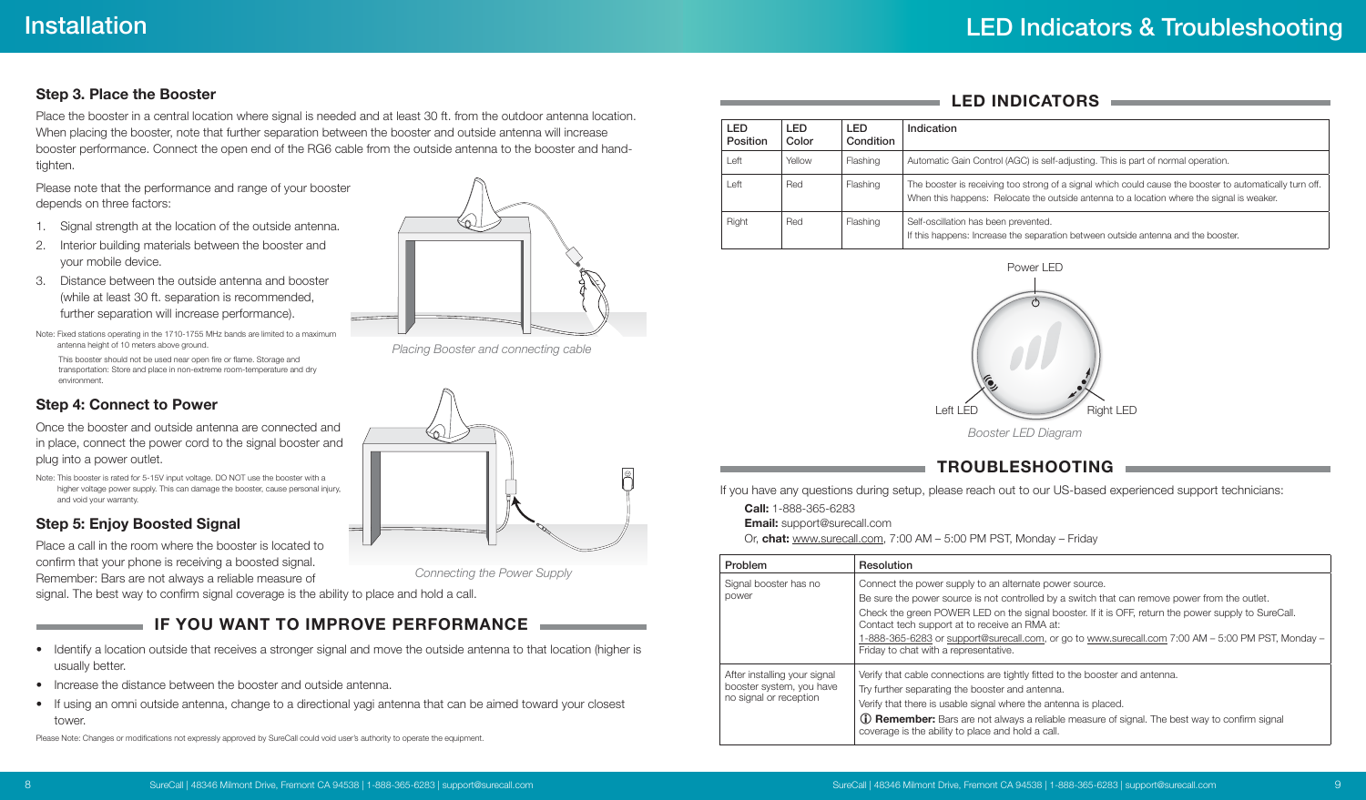# Installation

### Step 3. Place the Booster

Place the booster in a central location where signal is needed and at least 30 ft. from the outdoor antenna location. When placing the booster, note that further separation between the booster and outside antenna will increase booster performance. Connect the open end of the RG6 cable from the outside antenna to the booster and hand-tighten.

Please note that the performance and range of your booster depends on three factors:

1. Signal strength at the location of the outside antenna.
2. Interior building materials between the booster and your mobile device.
3. Distance between the outside antenna and booster (while at least 30 ft. separation is recommended, further separation will increase performance).

Note: Fixed stations operating in the 1710-1755 MHz bands are limited to a maximum antenna height of 10 meters above ground.

This booster should not be used near open fire or flame. Storage and transportation: Store and place in non-extreme room-temperature and dry environment.

*Placing Booster and connecting cable*

### Step 4: Connect to Power

Once the booster and outside antenna are connected and in place, connect the power cord to the signal booster and plug into a power outlet.

Note: This booster is rated for 5-15V input voltage. DO NOT use the booster with a higher voltage power supply. This can damage the booster, cause personal injury, and void your warranty.

*Connecting the Power Supply*

### Step 5: Enjoy Boosted Signal

Place a call in the room where the booster is located to confirm that your phone is receiving a boosted signal. Remember: Bars are not always a reliable measure of signal. The best way to confirm signal coverage is the ability to place and hold a call.

## IF YOU WANT TO IMPROVE PERFORMANCE

- Identify a location outside that receives a stronger signal and move the outside antenna to that location (higher is usually better.
- Increase the distance between the booster and outside antenna.
- If using an omni outside antenna, change to a directional yagi antenna that can be aimed toward your closest tower.

Please Note: Changes or modifications not expressly approved by SureCall could void user's authority to operate the equipment.

# LED Indicators & Troubleshooting

## LED INDICATORS

| LED Position | LED Color | LED Condition | Indication |
|---|---|---|---|
| Left | Yellow | Flashing | Automatic Gain Control (AGC) is self-adjusting. This is part of normal operation. |
| Left | Red | Flashing | The booster is receiving too strong of a signal which could cause the booster to automatically turn off. When this happens: Relocate the outside antenna to a location where the signal is weaker. |
| Right | Red | Flashing | Self-oscillation has been prevented. If this happens: Increase the separation between outside antenna and the booster. |

Power LED

Left LED

Right LED

*Booster LED Diagram*

## TROUBLESHOOTING

If you have any questions during setup, please reach out to our US-based experienced support technicians:

**Call:** 1-888-365-6283
**Email:** support@surecall.com
Or, **chat:** www.surecall.com, 7:00 AM – 5:00 PM PST, Monday – Friday

| Problem | Resolution |
|---|---|
| Signal booster has no power | Connect the power supply to an alternate power source. Be sure the power source is not controlled by a switch that can remove power from the outlet. Check the green POWER LED on the signal booster. If it is OFF, return the power supply to SureCall. Contact tech support at to receive an RMA at: 1-888-365-6283 or support@surecall.com, or go to www.surecall.com 7:00 AM – 5:00 PM PST, Monday – Friday to chat with a representative. |
| After installing your signal booster system, you have no signal or reception | Verify that cable connections are tightly fitted to the booster and antenna. Try further separating the booster and antenna. Verify that there is usable signal where the antenna is placed. **Remember:** Bars are not always a reliable measure of signal. The best way to confirm signal coverage is the ability to place and hold a call. |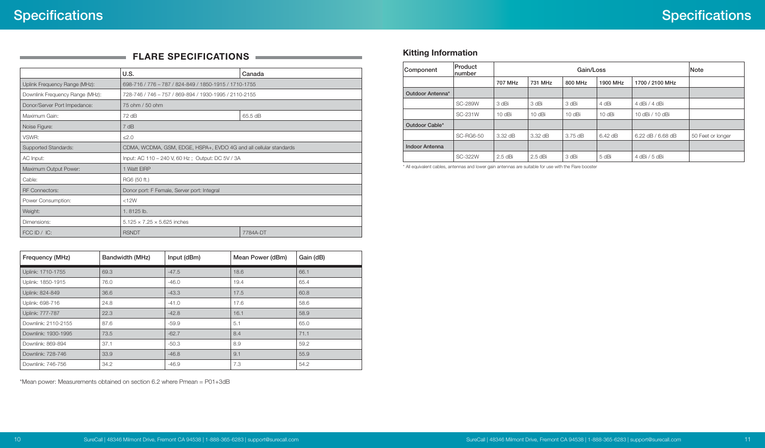# Specifications

## FLARE SPECIFICATIONS

| | U.S. | Canada |
|---|---|---|
| Uplink Frequency Range (MHz): | 698-716 / 776 – 787 / 824-849 / 1850-1915 / 1710-1755 | |
| Downlink Frequency Range (MHz): | 728-746 / 746 – 757 / 869-894 / 1930-1995 / 2110-2155 | |
| Donor/Server Port Impedance: | 75 ohm / 50 ohm | |
| Maximum Gain: | 72 dB | 65.5 dB |
| Noise Figure: | 7 dB | |
| VSWR: | ≤2.0 | |
| Supported Standards: | CDMA, WCDMA, GSM, EDGE, HSPA+, EVDO 4G and all cellular standards | |
| AC Input: | Input: AC 110 – 240 V, 60 Hz ; Output: DC 5V / 3A | |
| Maximum Output Power: | 1 Watt EIRP | |
| Cable: | RG6 (50 ft.) | |
| RF Connectors: | Donor port: F Female, Server port: Integral | |
| Power Consumption: | <12W | |
| Weight: | 1. 8125 lb. | |
| Dimensions: | 5.125 × 7.25 × 5.625 inches | |
| FCC ID / IC: | RSNDT | 7784A-DT |

| Frequency (MHz) | Bandwidth (MHz) | Input (dBm) | Mean Power (dBm) | Gain (dB) |
|---|---|---|---|---|
| Uplink: 1710-1755 | 69.3 | -47.5 | 18.6 | 66.1 |
| Uplink: 1850-1915 | 76.0 | -46.0 | 19.4 | 65.4 |
| Uplink: 824-849 | 36.6 | -43.3 | 17.5 | 60.8 |
| Uplink: 698-716 | 24.8 | -41.0 | 17.6 | 58.6 |
| Uplink: 777-787 | 22.3 | -42.8 | 16.1 | 58.9 |
| Downlink: 2110-2155 | 87.6 | -59.9 | 5.1 | 65.0 |
| Downlink: 1930-1995 | 73.5 | -62.7 | 8.4 | 71.1 |
| Downlink: 869-894 | 37.1 | -50.3 | 8.9 | 59.2 |
| Downlink: 728-746 | 33.9 | -46.8 | 9.1 | 55.9 |
| Downlink: 746-756 | 34.2 | -46.9 | 7.3 | 54.2 |

*Mean power: Measurements obtained on section 6.2 where Pmean = P01+3dB

### Kitting Information

| Component | Product number | Gain/Loss | | | | | Note |
|---|---|---|---|---|---|---|---|
| | | 707 MHz | 731 MHz | 800 MHz | 1900 MHz | 1700 / 2100 MHz | |
| Outdoor Antenna* | | | | | | | |
| | SC-289W | 3 dBi | 3 dBi | 3 dBi | 4 dBi | 4 dBi / 4 dBi | |
| | SC-231W | 10 dBi | 10 dBi | 10 dBi | 10 dBi | 10 dBi / 10 dBi | |
| Outdoor Cable* | | | | | | | |
| | SC-RG6-50 | 3.32 dB | 3.32 dB | 3.75 dB | 6.42 dB | 6.22 dB / 6.68 dB | 50 Feet or longer |
| Indoor Antenna | | | | | | | |
| | SC-322W | 2.5 dBi | 2.5 dBi | 3 dBi | 5 dBi | 4 dBi / 5 dBi | |

* All equivalent cables, antennas and lower gain antennas are suitable for use with the Flare booster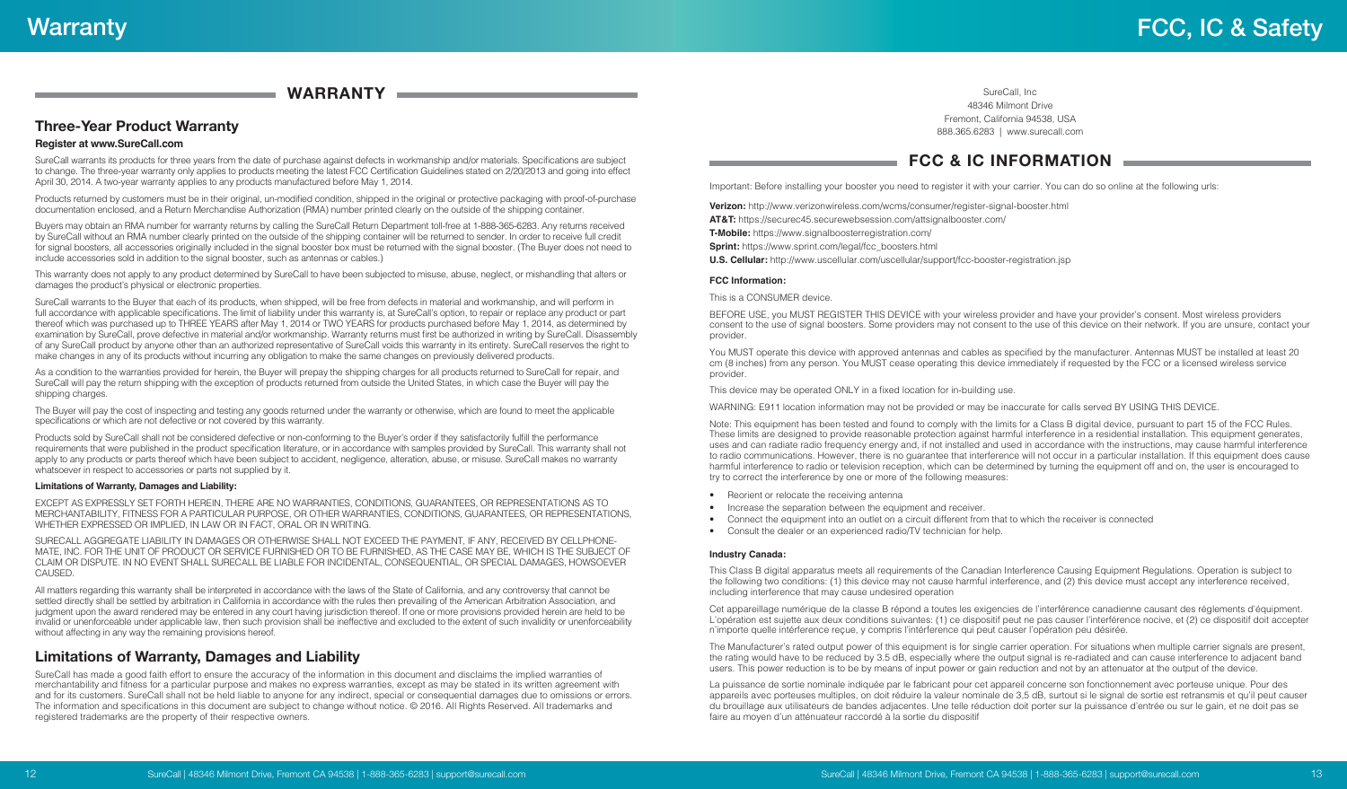# Warranty

## WARRANTY

### Three-Year Product Warranty

**Register at www.SureCall.com**

SureCall warrants its products for three years from the date of purchase against defects in workmanship and/or materials. Specifications are subject to change. The three-year warranty only applies to products meeting the latest FCC Certification Guidelines stated on 2/20/2013 and going into effect April 30, 2014. A two-year warranty applies to any products manufactured before May 1, 2014.

Products returned by customers must be in their original, un-modified condition, shipped in the original or protective packaging with proof-of-purchase documentation enclosed, and a Return Merchandise Authorization (RMA) number printed clearly on the outside of the shipping container.

Buyers may obtain an RMA number for warranty returns by calling the SureCall Return Department toll-free at 1-888-365-6283. Any returns received by SureCall without an RMA number clearly printed on the outside of the shipping container will be returned to sender. In order to receive full credit for signal boosters, all accessories originally included in the signal booster box must be returned with the signal booster. (The Buyer does not need to include accessories sold in addition to the signal booster, such as antennas or cables.)

This warranty does not apply to any product determined by SureCall to have been subjected to misuse, abuse, neglect, or mishandling that alters or damages the product's physical or electronic properties.

SureCall warrants to the Buyer that each of its products, when shipped, will be free from defects in material and workmanship, and will perform in full accordance with applicable specifications. The limit of liability under this warranty is, at SureCall's option, to repair or replace any product or part thereof which was purchased up to THREE YEARS after May 1, 2014 or TWO YEARS for products purchased before May 1, 2014, as determined by examination by SureCall, prove defective in material and/or workmanship. Warranty returns must first be authorized in writing by SureCall. Disassembly of any SureCall product by anyone other than an authorized representative of SureCall voids this warranty in its entirety. SureCall reserves the right to make changes in any of its products without incurring any obligation to make the same changes on previously delivered products.

As a condition to the warranties provided for herein, the Buyer will prepay the shipping charges for all products returned to SureCall for repair, and SureCall will pay the return shipping with the exception of products returned from outside the United States, in which case the Buyer will pay the shipping charges.

The Buyer will pay the cost of inspecting and testing any goods returned under the warranty or otherwise, which are found to meet the applicable specifications or which are not defective or not covered by this warranty.

Products sold by SureCall shall not be considered defective or non-conforming to the Buyer's order if they satisfactorily fulfill the performance requirements that were published in the product specification literature, or in accordance with samples provided by SureCall. This warranty shall not apply to any products or parts thereof which have been subject to accident, negligence, alteration, abuse, or misuse. SureCall makes no warranty whatsoever in respect to accessories or parts not supplied by it.

**Limitations of Warranty, Damages and Liability:**

EXCEPT AS EXPRESSLY SET FORTH HEREIN, THERE ARE NO WARRANTIES, CONDITIONS, GUARANTEES, OR REPRESENTATIONS AS TO MERCHANTABILITY, FITNESS FOR A PARTICULAR PURPOSE, OR OTHER WARRANTIES, CONDITIONS, GUARANTEES, OR REPRESENTATIONS, WHETHER EXPRESSED OR IMPLIED, IN LAW OR IN FACT, ORAL OR IN WRITING.

SURECALL AGGREGATE LIABILITY IN DAMAGES OR OTHERWISE SHALL NOT EXCEED THE PAYMENT, IF ANY, RECEIVED BY CELLPHONE-MATE, INC. FOR THE UNIT OF PRODUCT OR SERVICE FURNISHED OR TO BE FURNISHED, AS THE CASE MAY BE, WHICH IS THE SUBJECT OF CLAIM OR DISPUTE. IN NO EVENT SHALL SURECALL BE LIABLE FOR INCIDENTAL, CONSEQUENTIAL, OR SPECIAL DAMAGES, HOWSOEVER CAUSED.

All matters regarding this warranty shall be interpreted in accordance with the laws of the State of California, and any controversy that cannot be settled directly shall be settled by arbitration in California in accordance with the rules then prevailing of the American Arbitration Association, and judgment upon the award rendered may be entered in any court having jurisdiction thereof. If one or more provisions provided herein are held to be invalid or unenforceable under applicable law, then such provision shall be ineffective and excluded to the extent of such invalidity or unenforceability without affecting in any way the remaining provisions hereof.

### Limitations of Warranty, Damages and Liability

SureCall has made a good faith effort to ensure the accuracy of the information in this document and disclaims the implied warranties of merchantability and fitness for a particular purpose and makes no express warranties, except as may be stated in its written agreement with and for its customers. SureCall shall not be held liable to anyone for any indirect, special or consequential damages due to omissions or errors. The information and specifications in this document are subject to change without notice. © 2016. All Rights Reserved. All trademarks and registered trademarks are the property of their respective owners.

# FCC, IC & Safety

SureCall, Inc
48346 Milmont Drive
Fremont, California 94538, USA
888.365.6283 | www.surecall.com

## FCC & IC INFORMATION

Important: Before installing your booster you need to register it with your carrier. You can do so online at the following urls:

**Verizon:** http://www.verizonwireless.com/wcms/consumer/register-signal-booster.html
**AT&T:** https://securec45.securewebsession.com/attsignalbooster.com/
**T-Mobile:** https://www.signalboosterregistration.com/
**Sprint:** https://www.sprint.com/legal/fcc_boosters.html
**U.S. Cellular:** http://www.uscellular.com/uscellular/support/fcc-booster-registration.jsp

**FCC Information:**

This is a CONSUMER device.

BEFORE USE, you MUST REGISTER THIS DEVICE with your wireless provider and have your provider's consent. Most wireless providers consent to the use of signal boosters. Some providers may not consent to the use of this device on their network. If you are unsure, contact your provider.

You MUST operate this device with approved antennas and cables as specified by the manufacturer. Antennas MUST be installed at least 20 cm (8 inches) from any person. You MUST cease operating this device immediately if requested by the FCC or a licensed wireless service provider.

This device may be operated ONLY in a fixed location for in-building use.

WARNING: E911 location information may not be provided or may be inaccurate for calls served BY USING THIS DEVICE.

Note: This equipment has been tested and found to comply with the limits for a Class B digital device, pursuant to part 15 of the FCC Rules. These limits are designed to provide reasonable protection against harmful interference in a residential installation. This equipment generates, uses and can radiate radio frequency energy and, if not installed and used in accordance with the instructions, may cause harmful interference to radio communications. However, there is no guarantee that interference will not occur in a particular installation. If this equipment does cause harmful interference to radio or television reception, which can be determined by turning the equipment off and on, the user is encouraged to try to correct the interference by one or more of the following measures:

- Reorient or relocate the receiving antenna
- Increase the separation between the equipment and receiver.
- Connect the equipment into an outlet on a circuit different from that to which the receiver is connected
- Consult the dealer or an experienced radio/TV technician for help.

**Industry Canada:**

This Class B digital apparatus meets all requirements of the Canadian Interference Causing Equipment Regulations. Operation is subject to the following two conditions: (1) this device may not cause harmful interference, and (2) this device must accept any interference received, including interference that may cause undesired operation

Cet appareillage numérique de la classe B répond a toutes les exigencies de l'interférence canadienne causant des réglements d'équipment. L'opération est sujette aux deux conditions suivantes: (1) ce dispositif peut ne pas causer l'interférence nocive, et (2) ce dispositif doit accepter n'importe quelle interférence reçue, y compris l'interférence qui peut causer l'opération peu désirée.

The Manufacturer's rated output power of this equipment is for single carrier operation. For situations when multiple carrier signals are present, the rating would have to be reduced by 3.5 dB, especially where the output signal is re-radiated and can cause interference to adjacent band users. This power reduction is to be by means of input power or gain reduction and not by an attenuator at the output of the device.

La puissance de sortie nominale indiquée par le fabricant pour cet appareil concerne son fonctionnement avec porteuse unique. Pour des appareils avec porteuses multiples, on doit réduire la valeur nominale de 3,5 dB, surtout si le signal de sortie est retransmis et qu'il peut causer du brouillage aux utilisateurs de bandes adjacentes. Une telle réduction doit porter sur la puissance d'entrée ou sur le gain, et ne doit pas se faire au moyen d'un atténuateur raccordé à la sortie du dispositif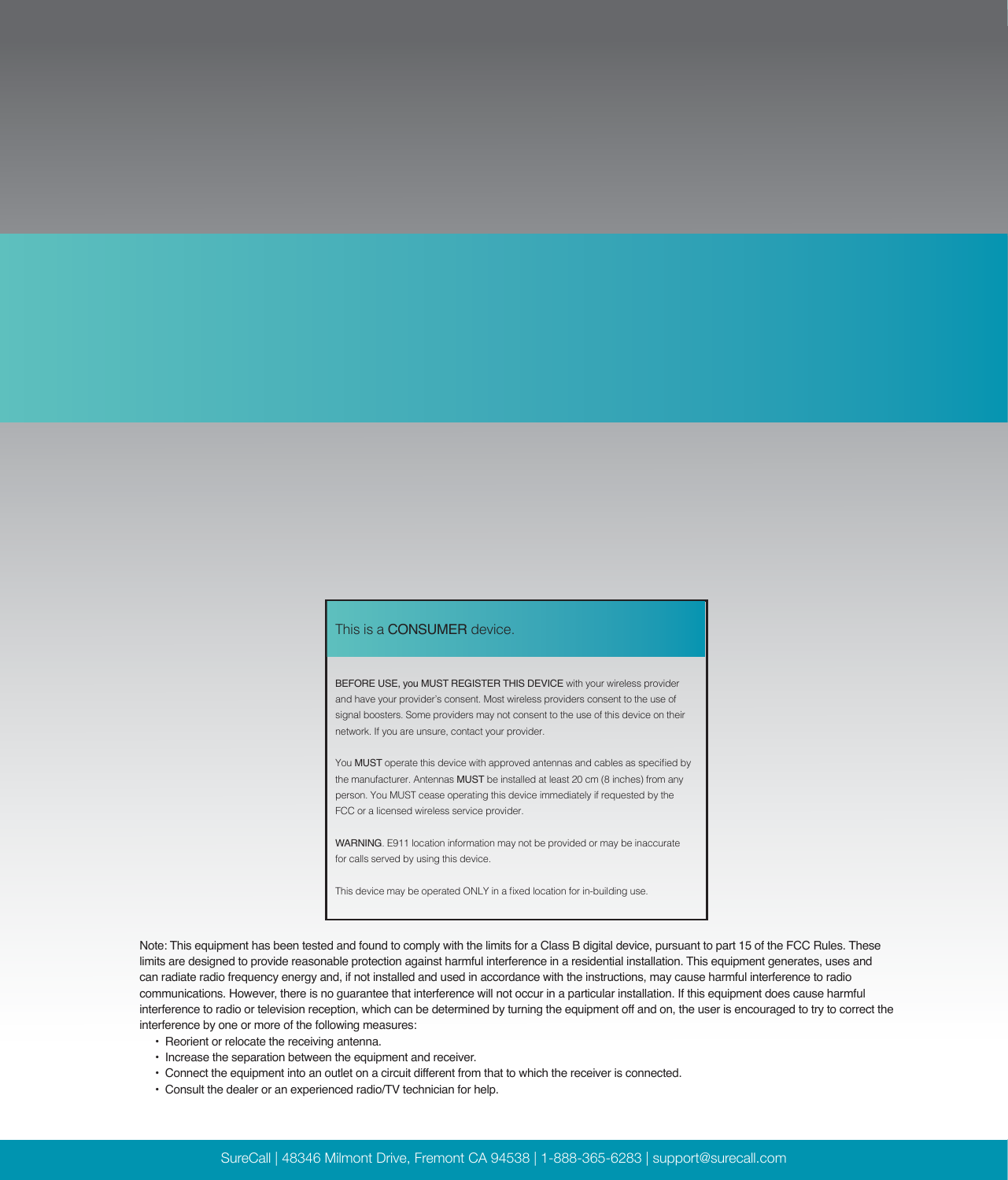This is a **CONSUMER** device.

**BEFORE USE, you MUST REGISTER THIS DEVICE** with your wireless provider and have your provider's consent. Most wireless providers consent to the use of signal boosters. Some providers may not consent to the use of this device on their network. If you are unsure, contact your provider.

You **MUST** operate this device with approved antennas and cables as specified by the manufacturer. Antennas **MUST** be installed at least 20 cm (8 inches) from any person. You MUST cease operating this device immediately if requested by the FCC or a licensed wireless service provider.

**WARNING**. E911 location information may not be provided or may be inaccurate for calls served by using this device.

This device may be operated ONLY in a fixed location for in-building use.

Note: This equipment has been tested and found to comply with the limits for a Class B digital device, pursuant to part 15 of the FCC Rules. These limits are designed to provide reasonable protection against harmful interference in a residential installation. This equipment generates, uses and can radiate radio frequency energy and, if not installed and used in accordance with the instructions, may cause harmful interference to radio communications. However, there is no guarantee that interference will not occur in a particular installation. If this equipment does cause harmful interference to radio or television reception, which can be determined by turning the equipment off and on, the user is encouraged to try to correct the interference by one or more of the following measures:

- Reorient or relocate the receiving antenna.
- Increase the separation between the equipment and receiver.
- Connect the equipment into an outlet on a circuit different from that to which the receiver is connected.
- Consult the dealer or an experienced radio/TV technician for help.

SureCall | 48346 Milmont Drive, Fremont CA 94538 | 1-888-365-6283 | support@surecall.com